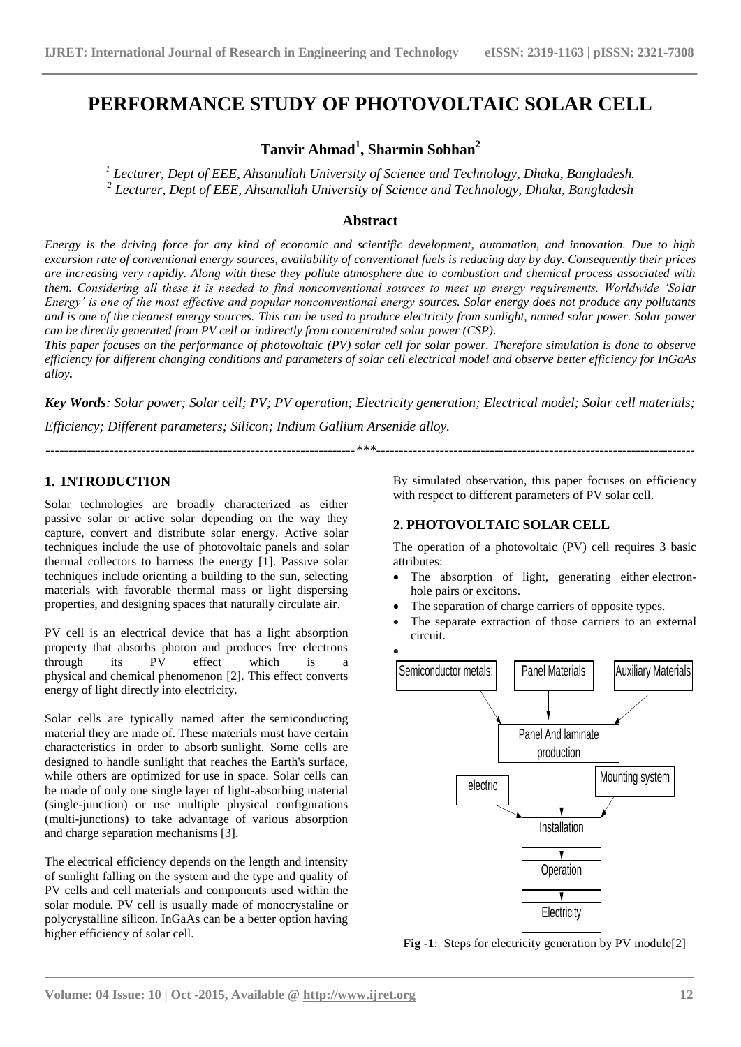# PERFORMANCE STUDY OF PHOTOVOLTAIC SOLAR CELL

**Tanvir Ahmad[1], Sharmin Sobhan[2]**

*[1] Lecturer, Dept of EEE, Ahsanullah University of Science and Technology, Dhaka, Bangladesh.*
*[2] Lecturer, Dept of EEE, Ahsanullah University of Science and Technology, Dhaka, Bangladesh*

## Abstract

*Energy is the driving force for any kind of economic and scientific development, automation, and innovation. Due to high excursion rate of conventional energy sources, availability of conventional fuels is reducing day by day. Consequently their prices are increasing very rapidly. Along with these they pollute atmosphere due to combustion and chemical process associated with them. Considering all these it is needed to find nonconventional sources to meet up energy requirements. Worldwide 'Solar Energy' is one of the most effective and popular nonconventional energy sources. Solar energy does not produce any pollutants and is one of the cleanest energy sources. This can be used to produce electricity from sunlight, named solar power. Solar power can be directly generated from PV cell or indirectly from concentrated solar power (CSP).*

*This paper focuses on the performance of photovoltaic (PV) solar cell for solar power. Therefore simulation is done to observe efficiency for different changing conditions and parameters of solar cell electrical model and observe better efficiency for InGaAs alloy.*

***Key Words**: Solar power; Solar cell; PV; PV operation; Electricity generation; Electrical model; Solar cell materials; Efficiency; Different parameters; Silicon; Indium Gallium Arsenide alloy.*

---

## 1. INTRODUCTION

Solar technologies are broadly characterized as either passive solar or active solar depending on the way they capture, convert and distribute solar energy. Active solar techniques include the use of photovoltaic panels and solar thermal collectors to harness the energy [1]. Passive solar techniques include orienting a building to the sun, selecting materials with favorable thermal mass or light dispersing properties, and designing spaces that naturally circulate air.

PV cell is an electrical device that has a light absorption property that absorbs photon and produces free electrons through its PV effect which is a physical and chemical phenomenon [2]. This effect converts energy of light directly into electricity.

Solar cells are typically named after the semiconducting material they are made of. These materials must have certain characteristics in order to absorb sunlight. Some cells are designed to handle sunlight that reaches the Earth's surface, while others are optimized for use in space. Solar cells can be made of only one single layer of light-absorbing material (single-junction) or use multiple physical configurations (multi-junctions) to take advantage of various absorption and charge separation mechanisms [3].

The electrical efficiency depends on the length and intensity of sunlight falling on the system and the type and quality of PV cells and cell materials and components used within the solar module. PV cell is usually made of monocrystaline or polycrystalline silicon. InGaAs can be a better option having higher efficiency of solar cell.

By simulated observation, this paper focuses on efficiency with respect to different parameters of PV solar cell.

## 2. PHOTOVOLTAIC SOLAR CELL

The operation of a photovoltaic (PV) cell requires 3 basic attributes:

- The absorption of light, generating either electron-hole pairs or excitons.
- The separation of charge carriers of opposite types.
- The separate extraction of those carriers to an external circuit.

Semiconductor metals: | Panel Materials | Auxiliary Materials → Panel And laminate production → (with electric, Mounting system) Installation → Operation → Electricity

**Fig -1**: Steps for electricity generation by PV module[2]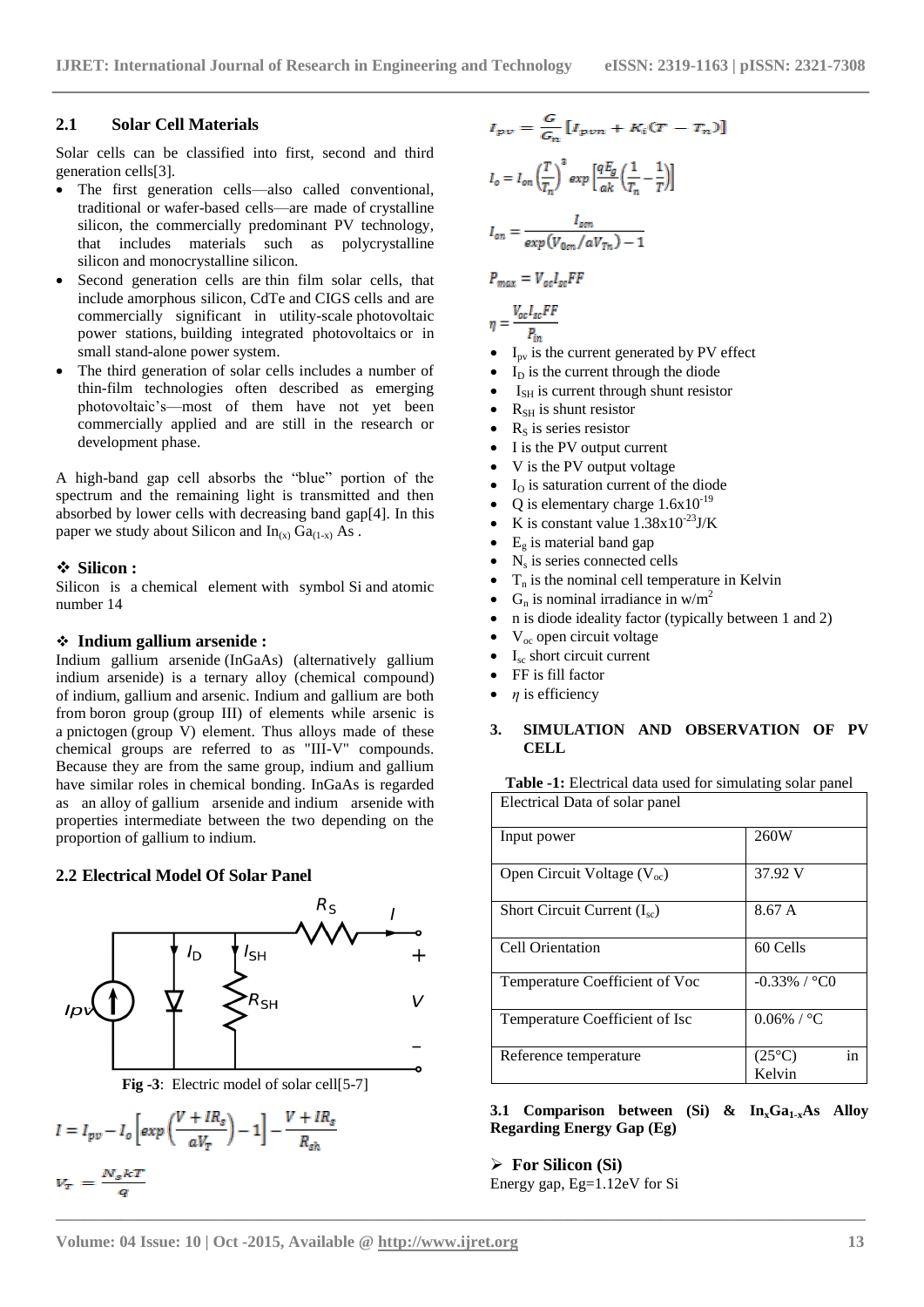## 2.1 Solar Cell Materials

Solar cells can be classified into first, second and third generation cells[3].

- The first generation cells—also called conventional, traditional or wafer-based cells—are made of crystalline silicon, the commercially predominant PV technology, that includes materials such as polycrystalline silicon and monocrystalline silicon.
- Second generation cells are thin film solar cells, that include amorphous silicon, CdTe and CIGS cells and are commercially significant in utility-scale photovoltaic power stations, building integrated photovoltaics or in small stand-alone power system.
- The third generation of solar cells includes a number of thin-film technologies often described as emerging photovoltaic's—most of them have not yet been commercially applied and are still in the research or development phase.

A high-band gap cell absorbs the "blue" portion of the spectrum and the remaining light is transmitted and then absorbed by lower cells with decreasing band gap[4]. In this paper we study about Silicon and $In_{(x)}\,Ga_{(1-x)}$ As .

### ❖ Silicon :

Silicon is a chemical element with symbol Si and atomic number 14

### ❖ Indium gallium arsenide :

Indium gallium arsenide (InGaAs) (alternatively gallium indium arsenide) is a ternary alloy (chemical compound) of indium, gallium and arsenic. Indium and gallium are both from boron group (group III) of elements while arsenic is a pnictogen (group V) element. Thus alloys made of these chemical groups are referred to as "III-V" compounds. Because they are from the same group, indium and gallium have similar roles in chemical bonding. InGaAs is regarded as an alloy of gallium arsenide and indium arsenide with properties intermediate between the two depending on the proportion of gallium to indium.

## 2.2 Electrical Model Of Solar Panel

**Fig -3**: Electric model of solar cell[5-7]

$$I = I_{pv} - I_o\left[\exp\left(\frac{V + IR_s}{aV_T}\right) - 1\right] - \frac{V + IR_s}{R_{sh}}$$

$$V_T = \frac{N_s kT}{q}$$

$$I_{pv} = \frac{G}{G_n}\left[I_{pvn} + K_i(T - T_n)\right]$$

$$I_o = I_{on}\left(\frac{T}{T_n}\right)^3 \exp\left[\frac{qE_g}{ak}\left(\frac{1}{T_n} - \frac{1}{T}\right)\right]$$

$$I_{on} = \frac{I_{scn}}{\exp\left(V_{0cn}/aV_{Tn}\right) - 1}$$

$$P_{max} = V_{oc} I_{sc} FF$$

$$\eta = \frac{V_{oc} I_{sc} FF}{P_{in}}$$

- $I_{pv}$ is the current generated by PV effect
- $I_D$ is the current through the diode
- $I_{SH}$ is current through shunt resistor
- $R_{SH}$ is shunt resistor
- $R_S$ is series resistor
- I is the PV output current
- V is the PV output voltage
- $I_O$ is saturation current of the diode
- Q is elementary charge $1.6\text{x}10^{-19}$
- K is constant value $1.38\text{x}10^{-23}$J/K
- $E_g$ is material band gap
- $N_s$ is series connected cells
- $T_n$ is the nominal cell temperature in Kelvin
- $G_n$ is nominal irradiance in w/m$^2$
- n is diode ideality factor (typically between 1 and 2)
- $V_{oc}$ open circuit voltage
- $I_{sc}$ short circuit current
- FF is fill factor
- $\eta$ is efficiency

## 3. SIMULATION AND OBSERVATION OF PV CELL

**Table -1:** Electrical data used for simulating solar panel

| Electrical Data of solar panel | |
|---|---|
| Input power | 260W |
| Open Circuit Voltage ($V_{oc}$) | 37.92 V |
| Short Circuit Current ($I_{sc}$) | 8.67 A |
| Cell Orientation | 60 Cells |
| Temperature Coefficient of Voc | -0.33% / °C0 |
| Temperature Coefficient of Isc | 0.06% / °C |
| Reference temperature | (25°C) in Kelvin |

### 3.1 Comparison between (Si) & $In_xGa_{1-x}As$ Alloy Regarding Energy Gap (Eg)

#### ➢ For Silicon (Si)

Energy gap, Eg=1.12eV for Si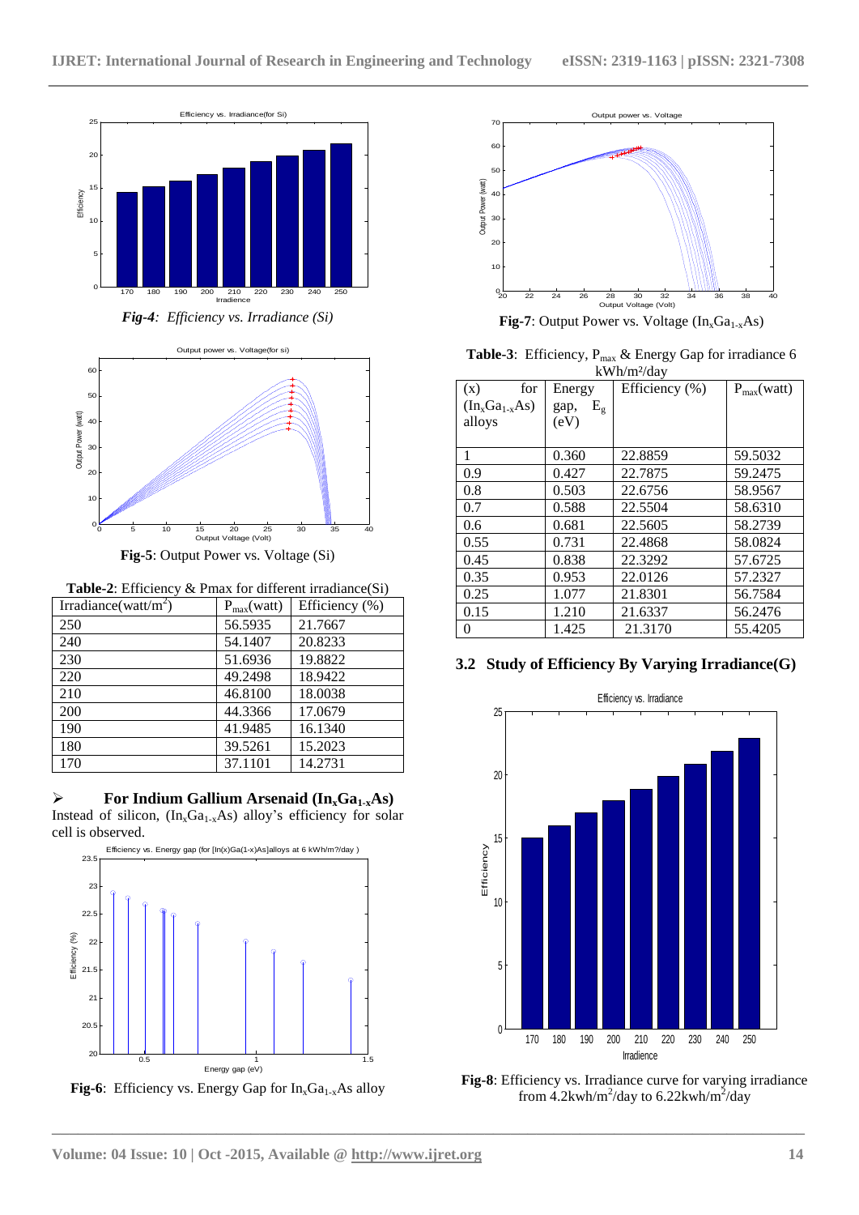*Fig-4*: *Efficiency vs. Irradiance (Si)*

**Fig-5**: Output Power vs. Voltage (Si)

**Table-2**: Efficiency & Pmax for different irradiance(Si)

| Irradiance(watt/m$^2$) | $P_{max}$(watt) | Efficiency (%) |
|---|---|---|
| 250 | 56.5935 | 21.7667 |
| 240 | 54.1407 | 20.8233 |
| 230 | 51.6936 | 19.8822 |
| 220 | 49.2498 | 18.9422 |
| 210 | 46.8100 | 18.0038 |
| 200 | 44.3366 | 17.0679 |
| 190 | 41.9485 | 16.1340 |
| 180 | 39.5261 | 15.2023 |
| 170 | 37.1101 | 14.2731 |

➢ **For Indium Gallium Arsenaid ($In_xGa_{1-x}As$)**

Instead of silicon, ($In_xGa_{1-x}As$) alloy's efficiency for solar cell is observed.

**Fig-6**: Efficiency vs. Energy Gap for $In_xGa_{1-x}As$ alloy

**Fig-7**: Output Power vs. Voltage ($In_xGa_{1-x}As$)

**Table-3**: Efficiency, $P_{max}$ & Energy Gap for irradiance 6 kWh/m²/day

| (x) for ($In_xGa_{1-x}As$) alloys | Energy gap, $E_g$ (eV) | Efficiency (%) | $P_{max}$(watt) |
|---|---|---|---|
| 1 | 0.360 | 22.8859 | 59.5032 |
| 0.9 | 0.427 | 22.7875 | 59.2475 |
| 0.8 | 0.503 | 22.6756 | 58.9567 |
| 0.7 | 0.588 | 22.5504 | 58.6310 |
| 0.6 | 0.681 | 22.5605 | 58.2739 |
| 0.55 | 0.731 | 22.4868 | 58.0824 |
| 0.45 | 0.838 | 22.3292 | 57.6725 |
| 0.35 | 0.953 | 22.0126 | 57.2327 |
| 0.25 | 1.077 | 21.8301 | 56.7584 |
| 0.15 | 1.210 | 21.6337 | 56.2476 |
| 0 | 1.425 | 21.3170 | 55.4205 |

## 3.2 Study of Efficiency By Varying Irradiance(G)

**Fig-8**: Efficiency vs. Irradiance curve for varying irradiance from 4.2kwh/m$^2$/day to 6.22kwh/m$^2$/day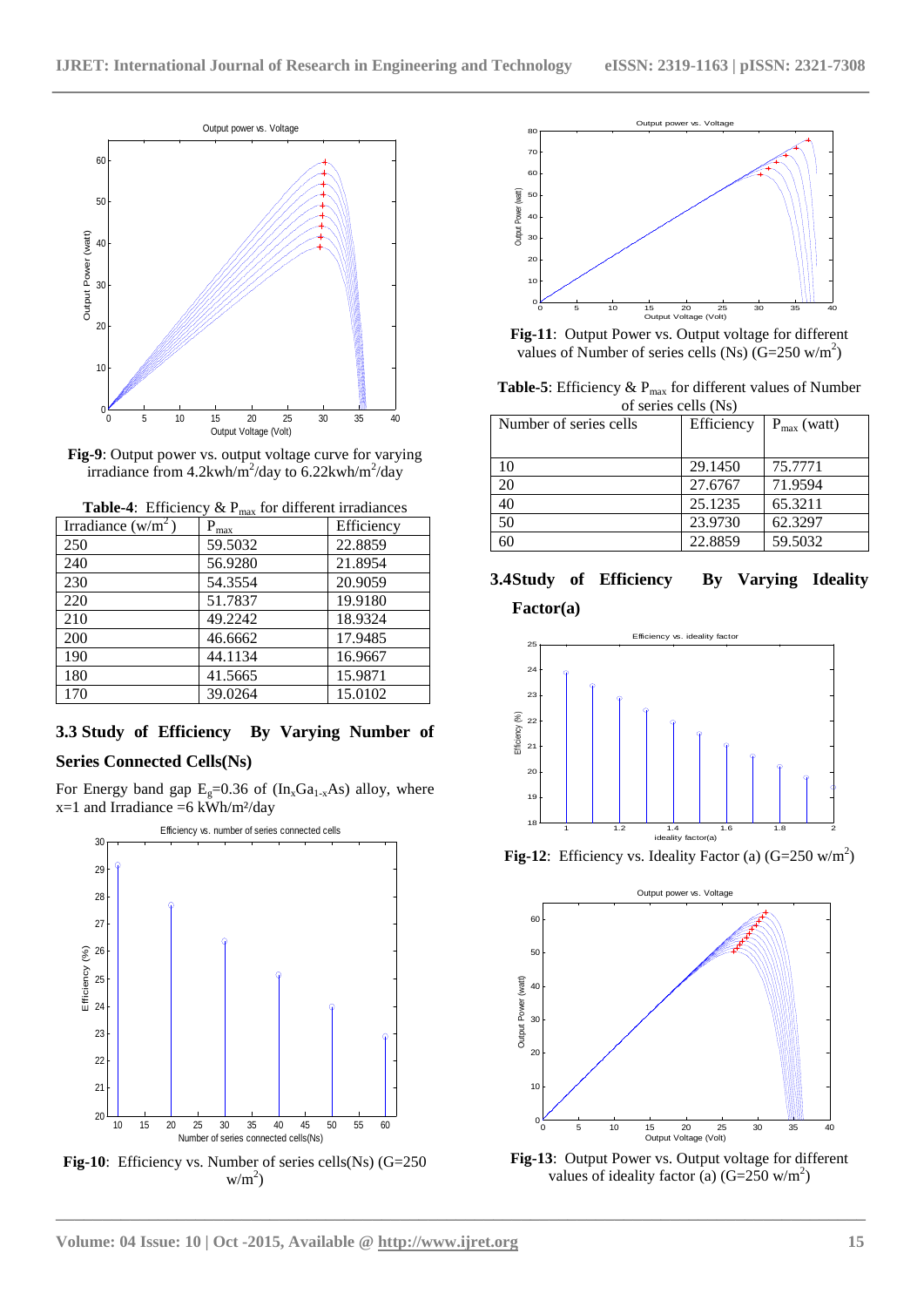**Fig-9**: Output power vs. output voltage curve for varying irradiance from 4.2kwh/m$^2$/day to 6.22kwh/m$^2$/day

**Table-4**: Efficiency & $P_{max}$ for different irradiances

| Irradiance (w/m$^2$) | $P_{max}$ | Efficiency |
|---|---|---|
| 250 | 59.5032 | 22.8859 |
| 240 | 56.9280 | 21.8954 |
| 230 | 54.3554 | 20.9059 |
| 220 | 51.7837 | 19.9180 |
| 210 | 49.2242 | 18.9324 |
| 200 | 46.6662 | 17.9485 |
| 190 | 44.1134 | 16.9667 |
| 180 | 41.5665 | 15.9871 |
| 170 | 39.0264 | 15.0102 |

### 3.3 Study of Efficiency By Varying Number of Series Connected Cells(Ns)

For Energy band gap $E_g$=0.36 of ($In_xGa_{1-x}As$) alloy, where x=1 and Irradiance =6 kWh/m²/day

**Fig-10**: Efficiency vs. Number of series cells(Ns) (G=250 w/m$^2$)

**Fig-11**: Output Power vs. Output voltage for different values of Number of series cells (Ns) (G=250 w/m$^2$)

**Table-5**: Efficiency & $P_{max}$ for different values of Number of series cells (Ns)

| Number of series cells | Efficiency | $P_{max}$ (watt) |
|---|---|---|
| 10 | 29.1450 | 75.7771 |
| 20 | 27.6767 | 71.9594 |
| 40 | 25.1235 | 65.3211 |
| 50 | 23.9730 | 62.3297 |
| 60 | 22.8859 | 59.5032 |

### 3.4Study of Efficiency By Varying Ideality Factor(a)

**Fig-12**: Efficiency vs. Ideality Factor (a) (G=250 w/m$^2$)

**Fig-13**: Output Power vs. Output voltage for different values of ideality factor (a) (G=250 w/m$^2$)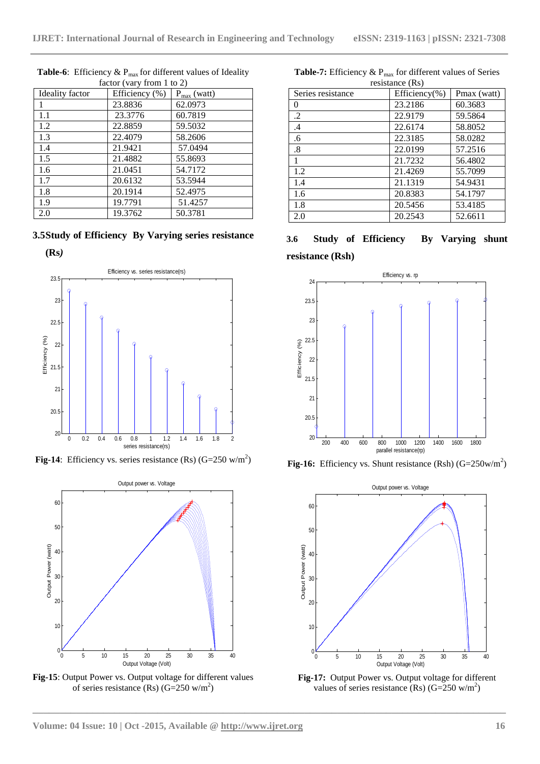**Table-6**: Efficiency & $P_{max}$ for different values of Ideality factor (vary from 1 to 2)

| Ideality factor | Efficiency (%) | $P_{max}$ (watt) |
|---|---|---|
| 1 | 23.8836 | 62.0973 |
| 1.1 | 23.3776 | 60.7819 |
| 1.2 | 22.8859 | 59.5032 |
| 1.3 | 22.4079 | 58.2606 |
| 1.4 | 21.9421 | 57.0494 |
| 1.5 | 21.4882 | 55.8693 |
| 1.6 | 21.0451 | 54.7172 |
| 1.7 | 20.6132 | 53.5944 |
| 1.8 | 20.1914 | 52.4975 |
| 1.9 | 19.7791 | 51.4257 |
| 2.0 | 19.3762 | 50.3781 |

### 3.5 Study of Efficiency By Varying series resistance (Rs)

**Fig-14**: Efficiency vs. series resistance (Rs) (G=250 w/m$^2$)

**Fig-15**: Output Power vs. Output voltage for different values of series resistance (Rs) (G=250 w/m$^2$)

**Table-7:** Efficiency & $P_{max}$ for different values of Series resistance (Rs)

| Series resistance | Efficiency(%) | Pmax (watt) |
|---|---|---|
| 0 | 23.2186 | 60.3683 |
| .2 | 22.9179 | 59.5864 |
| .4 | 22.6174 | 58.8052 |
| .6 | 22.3185 | 58.0282 |
| .8 | 22.0199 | 57.2516 |
| 1 | 21.7232 | 56.4802 |
| 1.2 | 21.4269 | 55.7099 |
| 1.4 | 21.1319 | 54.9431 |
| 1.6 | 20.8383 | 54.1797 |
| 1.8 | 20.5456 | 53.4185 |
| 2.0 | 20.2543 | 52.6611 |

### 3.6 Study of Efficiency By Varying shunt resistance (Rsh)

**Fig-16:** Efficiency vs. Shunt resistance (Rsh) (G=250w/m$^2$)

**Fig-17:** Output Power vs. Output voltage for different values of series resistance (Rs) (G=250 w/m$^2$)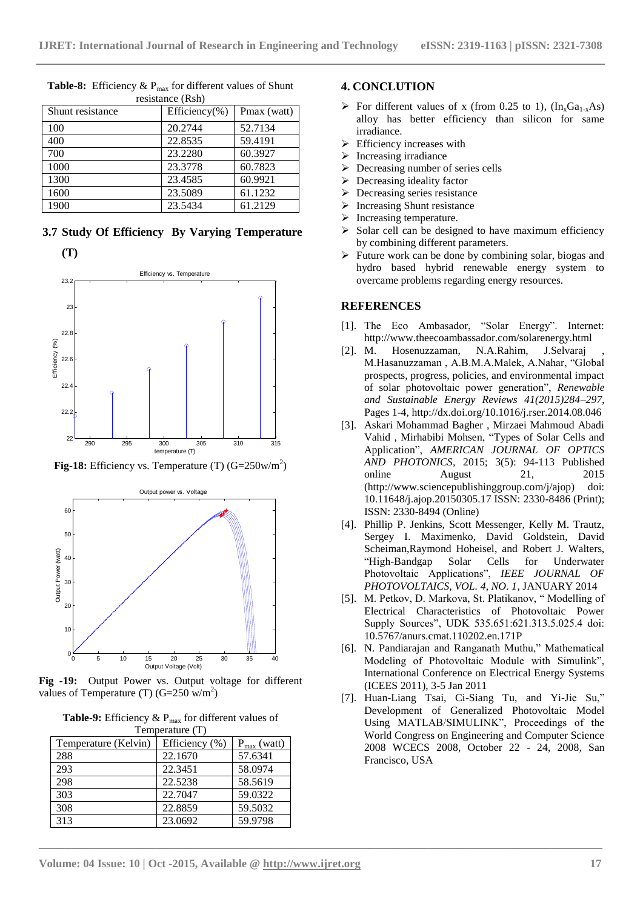**Table-8:** Efficiency & $P_{max}$ for different values of Shunt resistance (Rsh)

| Shunt resistance | Efficiency(%) | Pmax (watt) |
|---|---|---|
| 100 | 20.2744 | 52.7134 |
| 400 | 22.8535 | 59.4191 |
| 700 | 23.2280 | 60.3927 |
| 1000 | 23.3778 | 60.7823 |
| 1300 | 23.4585 | 60.9921 |
| 1600 | 23.5089 | 61.1232 |
| 1900 | 23.5434 | 61.2129 |

### 3.7 Study Of Efficiency By Varying Temperature (T)

**Fig-18:** Efficiency vs. Temperature (T) (G=250w/m$^2$)

**Fig -19:** Output Power vs. Output voltage for different values of Temperature (T) (G=250 w/m$^2$)

**Table-9:** Efficiency & $P_{max}$ for different values of Temperature (T)

| Temperature (Kelvin) | Efficiency (%) | $P_{max}$ (watt) |
|---|---|---|
| 288 | 22.1670 | 57.6341 |
| 293 | 22.3451 | 58.0974 |
| 298 | 22.5238 | 58.5619 |
| 303 | 22.7047 | 59.0322 |
| 308 | 22.8859 | 59.5032 |
| 313 | 23.0692 | 59.9798 |

## 4. CONCLUTION

- For different values of x (from 0.25 to 1), ($In_xGa_{1-x}As$) alloy has better efficiency than silicon for same irradiance.
- Efficiency increases with
- Increasing irradiance
- Decreasing number of series cells
- Decreasing ideality factor
- Decreasing series resistance
- Increasing Shunt resistance
- Increasing temperature.
- Solar cell can be designed to have maximum efficiency by combining different parameters.
- Future work can be done by combining solar, biogas and hydro based hybrid renewable energy system to overcame problems regarding energy resources.

## REFERENCES

[1]. The Eco Ambasador, "Solar Energy". Internet: http://www.theecoambassador.com/solarenergy.html

[2]. M. Hosenuzzaman, N.A.Rahim, J.Selvaraj , M.Hasanuzzaman , A.B.M.A.Malek, A.Nahar, "Global prospects, progress, policies, and environmental impact of solar photovoltaic power generation", *Renewable and Sustainable Energy Reviews 41(2015)284–297*, Pages 1-4, http://dx.doi.org/10.1016/j.rser.2014.08.046

[3]. Askari Mohammad Bagher , Mirzaei Mahmoud Abadi Vahid , Mirhabibi Mohsen, "Types of Solar Cells and Application", *AMERICAN JOURNAL OF OPTICS AND PHOTONICS*, 2015; 3(5): 94-113 Published online August 21, 2015 (http://www.sciencepublishinggroup.com/j/ajop) doi: 10.11648/j.ajop.20150305.17 ISSN: 2330-8486 (Print); ISSN: 2330-8494 (Online)

[4]. Phillip P. Jenkins, Scott Messenger, Kelly M. Trautz, Sergey I. Maximenko, David Goldstein, David Scheiman,Raymond Hoheisel, and Robert J. Walters, "High-Bandgap Solar Cells for Underwater Photovoltaic Applications", *IEEE JOURNAL OF PHOTOVOLTAICS, VOL. 4, NO. 1*, JANUARY 2014

[5]. M. Petkov, D. Markova, St. Platikanov, " Modelling of Electrical Characteristics of Photovoltaic Power Supply Sources", UDK 535.651:621.313.5.025.4 doi: 10.5767/anurs.cmat.110202.en.171P

[6]. N. Pandiarajan and Ranganath Muthu," Mathematical Modeling of Photovoltaic Module with Simulink", International Conference on Electrical Energy Systems (ICEES 2011), 3-5 Jan 2011

[7]. Huan-Liang Tsai, Ci-Siang Tu, and Yi-Jie Su," Development of Generalized Photovoltaic Model Using MATLAB/SIMULINK", Proceedings of the World Congress on Engineering and Computer Science 2008 WCECS 2008, October 22 - 24, 2008, San Francisco, USA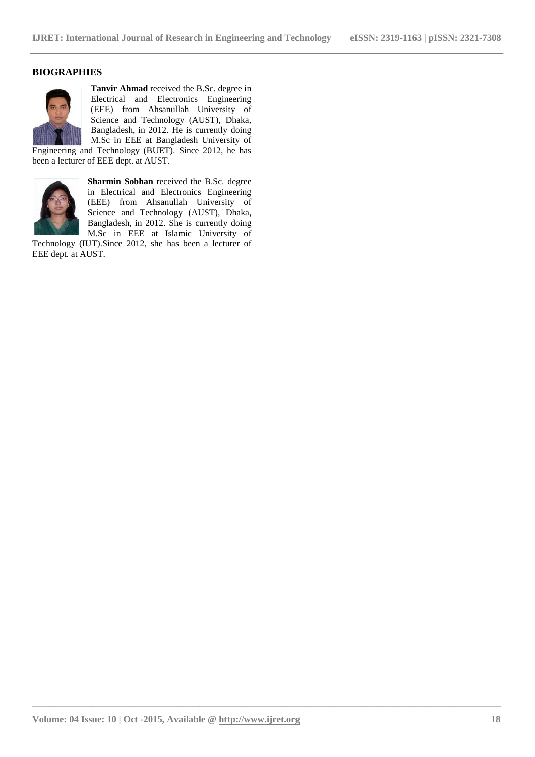## BIOGRAPHIES

**Tanvir Ahmad** received the B.Sc. degree in Electrical and Electronics Engineering (EEE) from Ahsanullah University of Science and Technology (AUST), Dhaka, Bangladesh, in 2012. He is currently doing M.Sc in EEE at Bangladesh University of Engineering and Technology (BUET). Since 2012, he has been a lecturer of EEE dept. at AUST.

**Sharmin Sobhan** received the B.Sc. degree in Electrical and Electronics Engineering (EEE) from Ahsanullah University of Science and Technology (AUST), Dhaka, Bangladesh, in 2012. She is currently doing M.Sc in EEE at Islamic University of Technology (IUT).Since 2012, she has been a lecturer of EEE dept. at AUST.